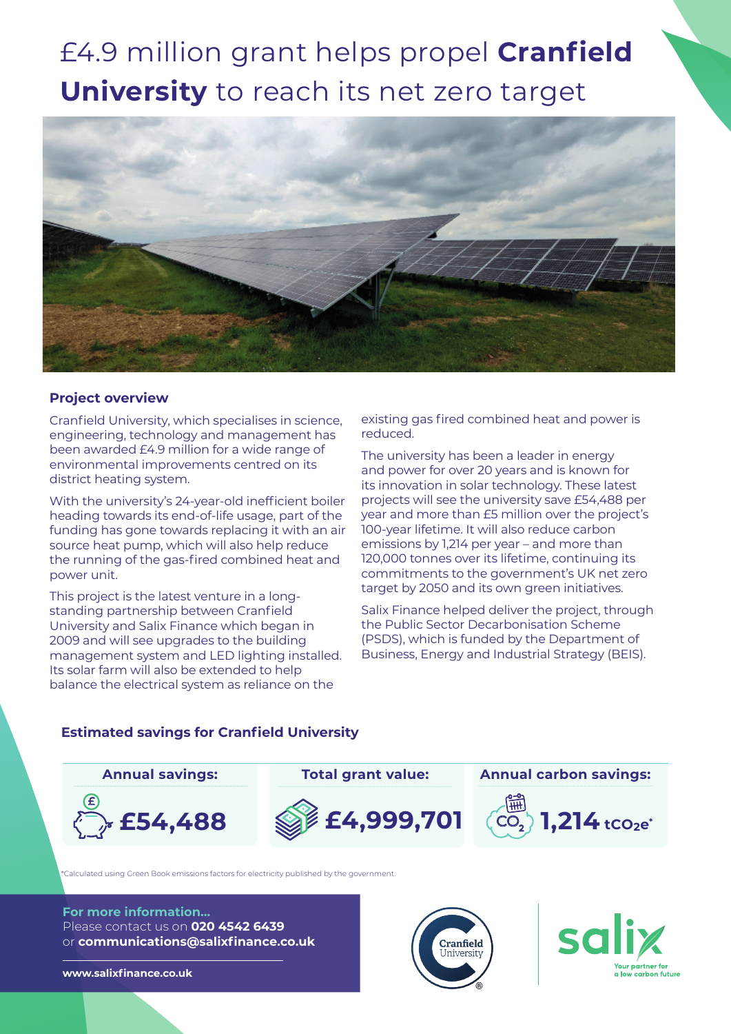# £4.9 million grant helps propel **Cranfield University** to reach its net zero target

### Project overview

Cranfield University, which specialises in science, engineering, technology and management has been awarded £4.9 million for a wide range of environmental improvements centred on its district heating system.

With the university's 24-year-old inefficient boiler heading towards its end-of-life usage, part of the funding has gone towards replacing it with an air source heat pump, which will also help reduce the running of the gas-fired combined heat and power unit.

This project is the latest venture in a long-standing partnership between Cranfield University and Salix Finance which began in 2009 and will see upgrades to the building management system and LED lighting installed. Its solar farm will also be extended to help balance the electrical system as reliance on the existing gas fired combined heat and power is reduced.

The university has been a leader in energy and power for over 20 years and is known for its innovation in solar technology. These latest projects will see the university save £54,488 per year and more than £5 million over the project's 100-year lifetime. It will also reduce carbon emissions by 1,214 per year – and more than 120,000 tonnes over its lifetime, continuing its commitments to the government's UK net zero target by 2050 and its own green initiatives.

Salix Finance helped deliver the project, through the Public Sector Decarbonisation Scheme (PSDS), which is funded by the Department of Business, Energy and Industrial Strategy (BEIS).

### Estimated savings for Cranfield University

| Annual savings: | Total grant value: | Annual carbon savings: |
|---|---|---|
| £54,488 | £4,999,701 | 1,214 $tCO_2e$* |

*Calculated using Green Book emissions factors for electricity published by the government.

**For more information...**
Please contact us on **020 4542 6439**
or **communications@salixfinance.co.uk**

**www.salixfinance.co.uk**

Cranfield University

salix — Your partner for a low carbon future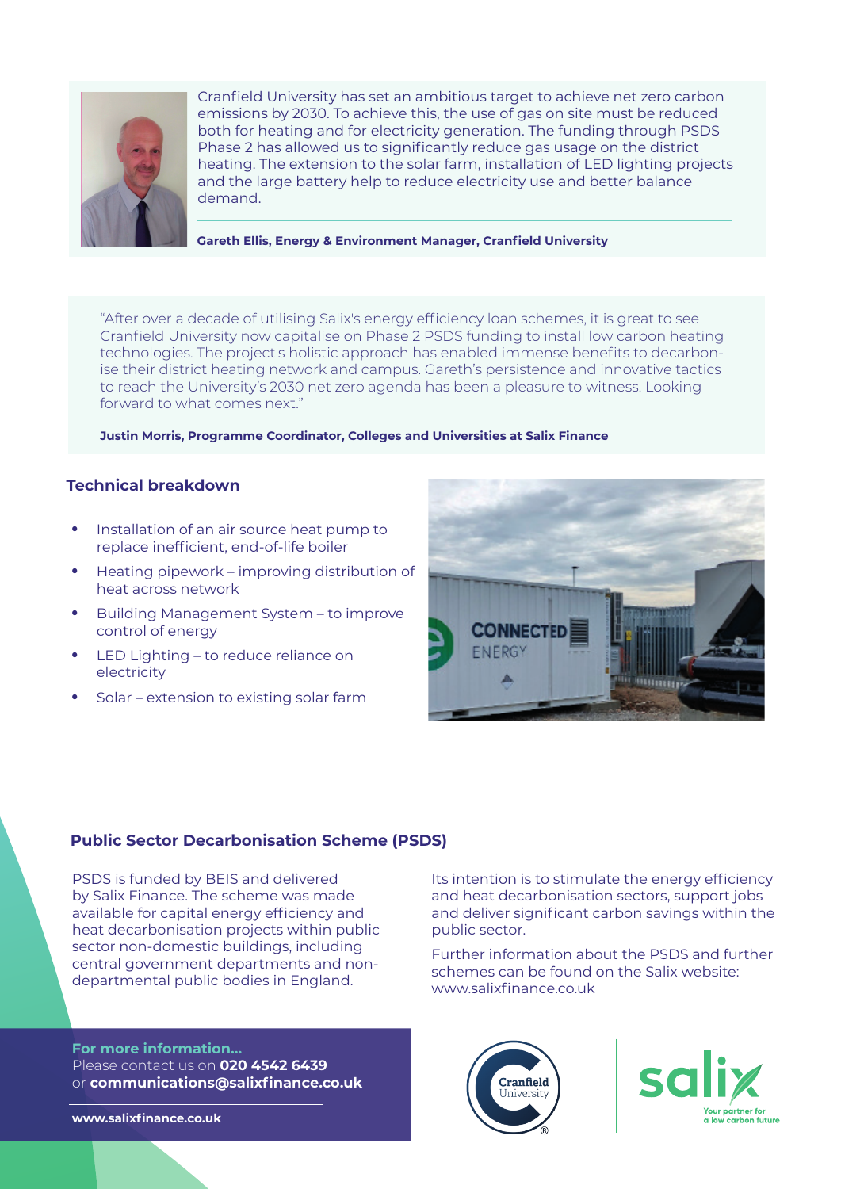Cranfield University has set an ambitious target to achieve net zero carbon emissions by 2030. To achieve this, the use of gas on site must be reduced both for heating and for electricity generation. The funding through PSDS Phase 2 has allowed us to significantly reduce gas usage on the district heating. The extension to the solar farm, installation of LED lighting projects and the large battery help to reduce electricity use and better balance demand.

**Gareth Ellis, Energy & Environment Manager, Cranfield University**

"After over a decade of utilising Salix's energy efficiency loan schemes, it is great to see Cranfield University now capitalise on Phase 2 PSDS funding to install low carbon heating technologies. The project's holistic approach has enabled immense benefits to decarbonise their district heating network and campus. Gareth's persistence and innovative tactics to reach the University's 2030 net zero agenda has been a pleasure to witness. Looking forward to what comes next."

**Justin Morris, Programme Coordinator, Colleges and Universities at Salix Finance**

## Technical breakdown

- Installation of an air source heat pump to replace inefficient, end-of-life boiler
- Heating pipework – improving distribution of heat across network
- Building Management System – to improve control of energy
- LED Lighting – to reduce reliance on electricity
- Solar – extension to existing solar farm

## Public Sector Decarbonisation Scheme (PSDS)

PSDS is funded by BEIS and delivered by Salix Finance. The scheme was made available for capital energy efficiency and heat decarbonisation projects within public sector non-domestic buildings, including central government departments and non-departmental public bodies in England.

Its intention is to stimulate the energy efficiency and heat decarbonisation sectors, support jobs and deliver significant carbon savings within the public sector.

Further information about the PSDS and further schemes can be found on the Salix website: www.salixfinance.co.uk

**For more information...**
Please contact us on **020 4542 6439** or **communications@salixfinance.co.uk**

**www.salixfinance.co.uk**

Cranfield University

salix
Your partner for a low carbon future